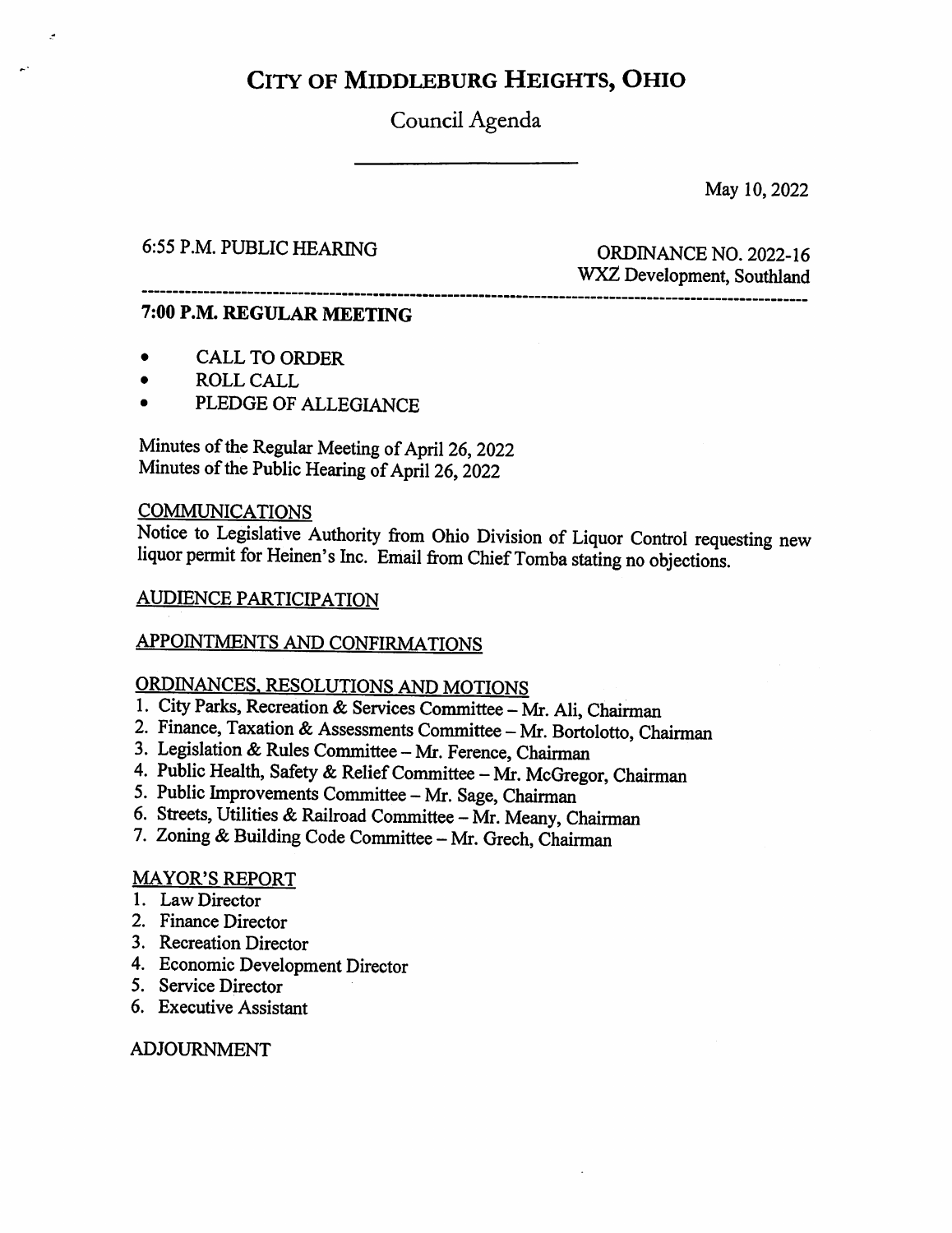# CITY OF MIDDLEBURG HEIGHTS, OHIO

## Council Agenda

May 10, 2022

6:55 P.M. PUBLIC HEARING

ORDINANCE NO. 2022-16
WXZ Development, Southland

---

**7:00 P.M. REGULAR MEETING**

- CALL TO ORDER
- ROLL CALL
- PLEDGE OF ALLEGIANCE

Minutes of the Regular Meeting of April 26, 2022
Minutes of the Public Hearing of April 26, 2022

COMMUNICATIONS

Notice to Legislative Authority from Ohio Division of Liquor Control requesting new liquor permit for Heinen's Inc. Email from Chief Tomba stating no objections.

AUDIENCE PARTICIPATION

APPOINTMENTS AND CONFIRMATIONS

ORDINANCES, RESOLUTIONS AND MOTIONS

1. City Parks, Recreation & Services Committee – Mr. Ali, Chairman
2. Finance, Taxation & Assessments Committee – Mr. Bortolotto, Chairman
3. Legislation & Rules Committee – Mr. Ference, Chairman
4. Public Health, Safety & Relief Committee – Mr. McGregor, Chairman
5. Public Improvements Committee – Mr. Sage, Chairman
6. Streets, Utilities & Railroad Committee – Mr. Meany, Chairman
7. Zoning & Building Code Committee – Mr. Grech, Chairman

MAYOR'S REPORT

1. Law Director
2. Finance Director
3. Recreation Director
4. Economic Development Director
5. Service Director
6. Executive Assistant

ADJOURNMENT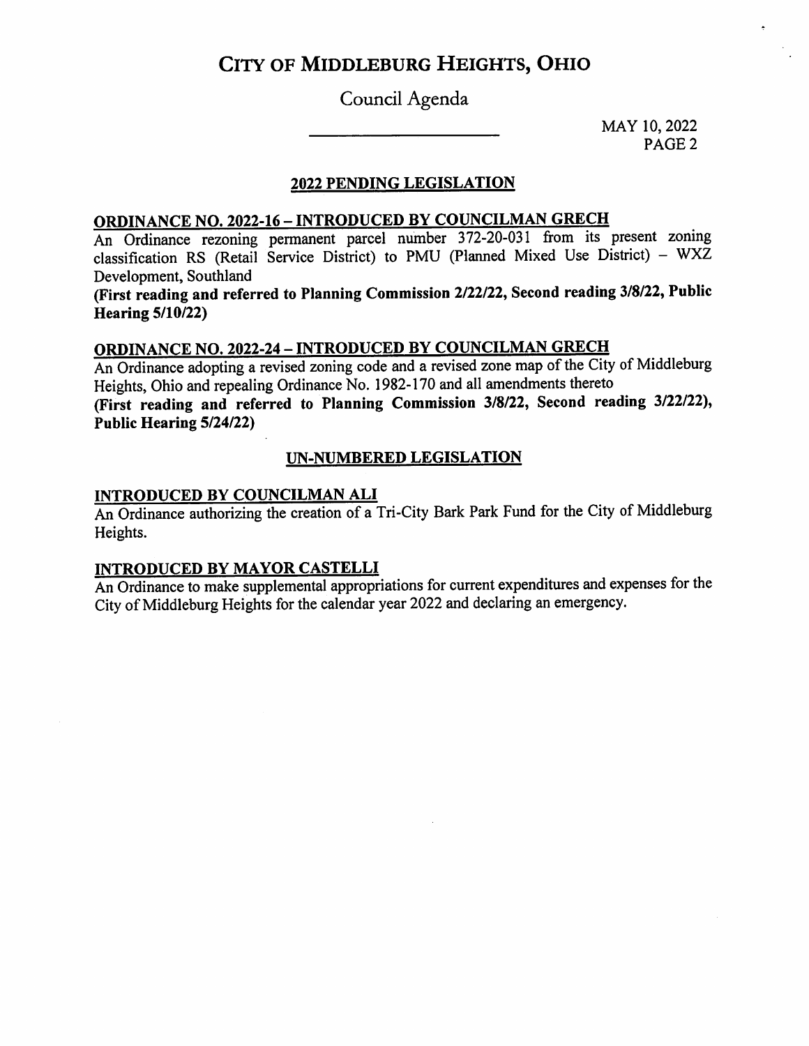# CITY OF MIDDLEBURG HEIGHTS, OHIO

## Council Agenda

MAY 10, 2022

### 2022 PENDING LEGISLATION

**ORDINANCE NO. 2022-16 – INTRODUCED BY COUNCILMAN GRECH**

An Ordinance rezoning permanent parcel number 372-20-031 from its present zoning classification RS (Retail Service District) to PMU (Planned Mixed Use District) – WXZ Development, Southland

**(First reading and referred to Planning Commission 2/22/22, Second reading 3/8/22, Public Hearing 5/10/22)**

**ORDINANCE NO. 2022-24 – INTRODUCED BY COUNCILMAN GRECH**

An Ordinance adopting a revised zoning code and a revised zone map of the City of Middleburg Heights, Ohio and repealing Ordinance No. 1982-170 and all amendments thereto

**(First reading and referred to Planning Commission 3/8/22, Second reading 3/22/22), Public Hearing 5/24/22)**

### UN-NUMBERED LEGISLATION

**INTRODUCED BY COUNCILMAN ALI**

An Ordinance authorizing the creation of a Tri-City Bark Park Fund for the City of Middleburg Heights.

**INTRODUCED BY MAYOR CASTELLI**

An Ordinance to make supplemental appropriations for current expenditures and expenses for the City of Middleburg Heights for the calendar year 2022 and declaring an emergency.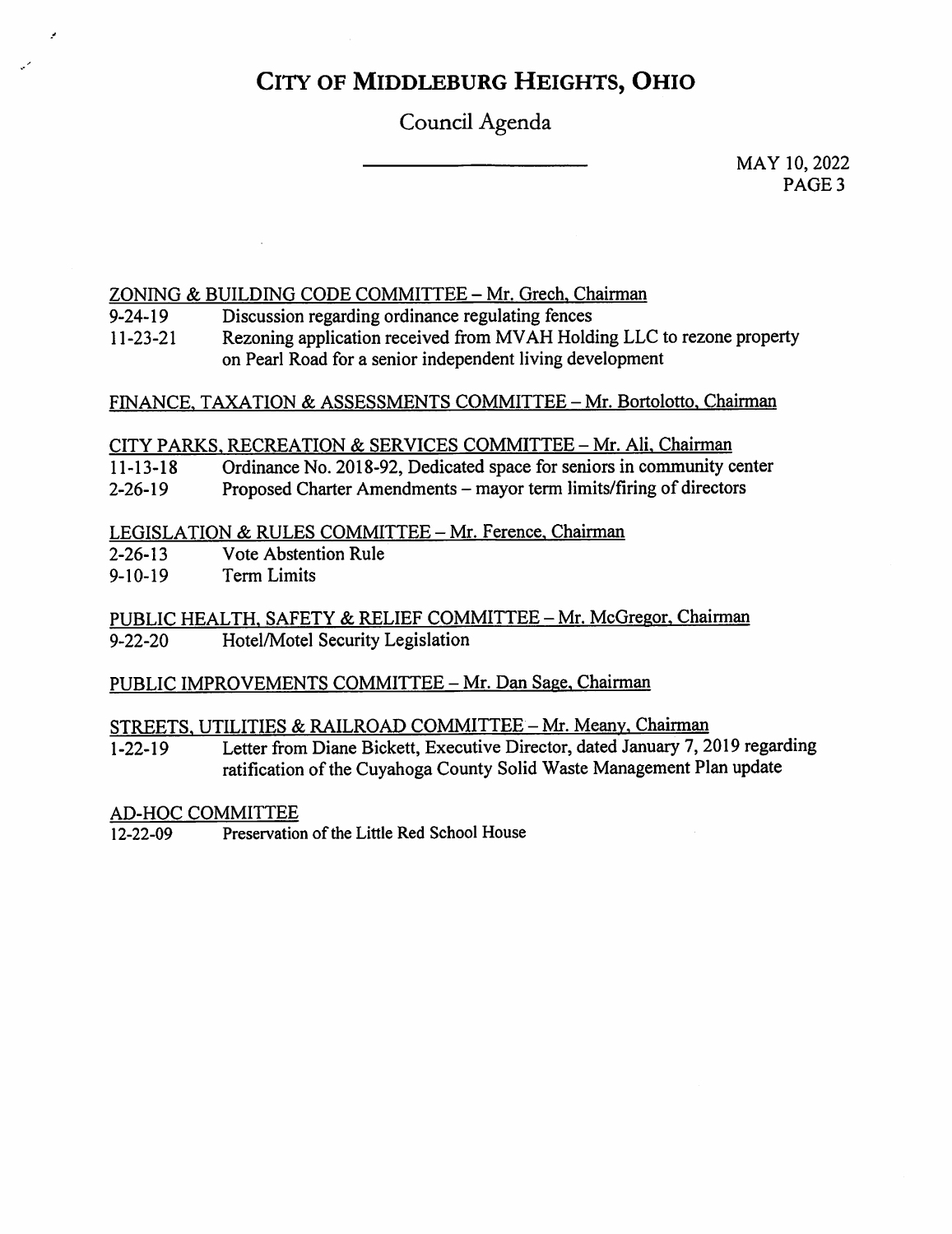# CITY OF MIDDLEBURG HEIGHTS, OHIO

## Council Agenda

MAY 10, 2022

ZONING & BUILDING CODE COMMITTEE – Mr. Grech, Chairman

| | |
|---|---|
| 9-24-19 | Discussion regarding ordinance regulating fences |
| 11-23-21 | Rezoning application received from MVAH Holding LLC to rezone property on Pearl Road for a senior independent living development |

FINANCE, TAXATION & ASSESSMENTS COMMITTEE – Mr. Bortolotto, Chairman

CITY PARKS, RECREATION & SERVICES COMMITTEE – Mr. Ali, Chairman

| | |
|---|---|
| 11-13-18 | Ordinance No. 2018-92, Dedicated space for seniors in community center |
| 2-26-19 | Proposed Charter Amendments – mayor term limits/firing of directors |

LEGISLATION & RULES COMMITTEE – Mr. Ference, Chairman

| | |
|---|---|
| 2-26-13 | Vote Abstention Rule |
| 9-10-19 | Term Limits |

PUBLIC HEALTH, SAFETY & RELIEF COMMITTEE – Mr. McGregor, Chairman

| | |
|---|---|
| 9-22-20 | Hotel/Motel Security Legislation |

PUBLIC IMPROVEMENTS COMMITTEE – Mr. Dan Sage, Chairman

STREETS, UTILITIES & RAILROAD COMMITTEE – Mr. Meany, Chairman

| | |
|---|---|
| 1-22-19 | Letter from Diane Bickett, Executive Director, dated January 7, 2019 regarding ratification of the Cuyahoga County Solid Waste Management Plan update |

AD-HOC COMMITTEE

| | |
|---|---|
| 12-22-09 | Preservation of the Little Red School House |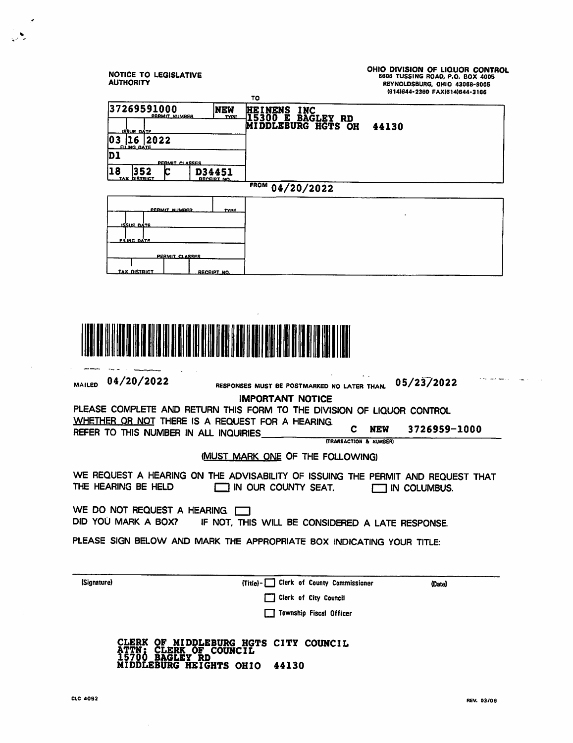**NOTICE TO LEGISLATIVE AUTHORITY**

**OHIO DIVISION OF LIQUOR CONTROL**
6606 TUSSING ROAD, P.O. BOX 4005
REYNOLDSBURG, OHIO 43068-9005
(614)644-2360 FAX(614)644-3166

TO

| | |
|---|---|
| 37269591000 PERMIT NUMBER | NEW TYPE |
| ISSUE DATE | |
| 03 16 2022 FILING DATE | |
| D1 PERMIT CLASSES | |
| 18 352 TAX DISTRICT C | D34451 RECEIPT NO. |

HEINENS INC
15300 E BAGLEY RD
MIDDLEBURG HGTS OH 44130

FROM 04/20/2022

| | |
|---|---|
| PERMIT NUMBER | TYPE |
| ISSUE DATE | |
| FILING DATE | |
| PERMIT CLASSES | |
| TAX DISTRICT | RECEIPT NO. |

MAILED 04/20/2022 RESPONSES MUST BE POSTMARKED NO LATER THAN. 05/23/2022

**IMPORTANT NOTICE**

PLEASE COMPLETE AND RETURN THIS FORM TO THE DIVISION OF LIQUOR CONTROL <u>WHETHER OR NOT</u> THERE IS A REQUEST FOR A HEARING.

REFER TO THIS NUMBER IN ALL INQUIRIES **C NEW 3726959-1000**
(TRANSACTION & NUMBER)

(<u>MUST MARK ONE</u> OF THE FOLLOWING)

WE REQUEST A HEARING ON THE ADVISABILITY OF ISSUING THE PERMIT AND REQUEST THAT THE HEARING BE HELD ☐ IN OUR COUNTY SEAT. ☐ IN COLUMBUS.

WE DO NOT REQUEST A HEARING. ☐

DID YOU MARK A BOX? IF NOT, THIS WILL BE CONSIDERED A LATE RESPONSE.

PLEASE SIGN BELOW AND MARK THE APPROPRIATE BOX INDICATING YOUR TITLE:

(Signature) (Title) - ☐ Clerk of County Commissioner (Date)

☐ Clerk of City Council

☐ Township Fiscal Officer

CLERK OF MIDDLEBURG HGTS CITY COUNCIL
ATTN: CLERK OF COUNCIL
15700 BAGLEY RD
MIDDLEBURG HEIGHTS OHIO 44130

DLC 4092 REV. 03/09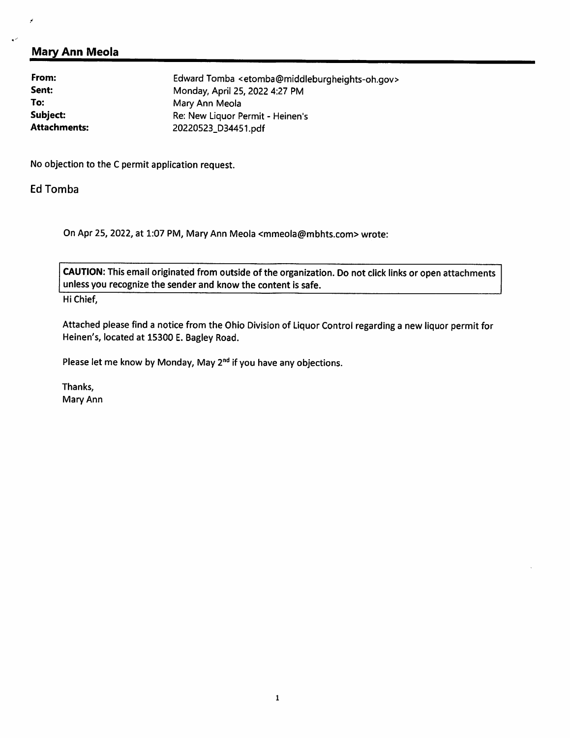## Mary Ann Meola

**From:** Edward Tomba <etomba@middleburgheights-oh.gov>
**Sent:** Monday, April 25, 2022 4:27 PM
**To:** Mary Ann Meola
**Subject:** Re: New Liquor Permit - Heinen's
**Attachments:** 20220523_D34451.pdf

No objection to the C permit application request.

Ed Tomba

> On Apr 25, 2022, at 1:07 PM, Mary Ann Meola <mmeola@mbhts.com> wrote:
>
> **CAUTION:** This email originated from outside of the organization. Do not click links or open attachments unless you recognize the sender and know the content is safe.
>
> Hi Chief,
>
> Attached please find a notice from the Ohio Division of Liquor Control regarding a new liquor permit for Heinen's, located at 15300 E. Bagley Road.
>
> Please let me know by Monday, May 2nd if you have any objections.
>
> Thanks,
> Mary Ann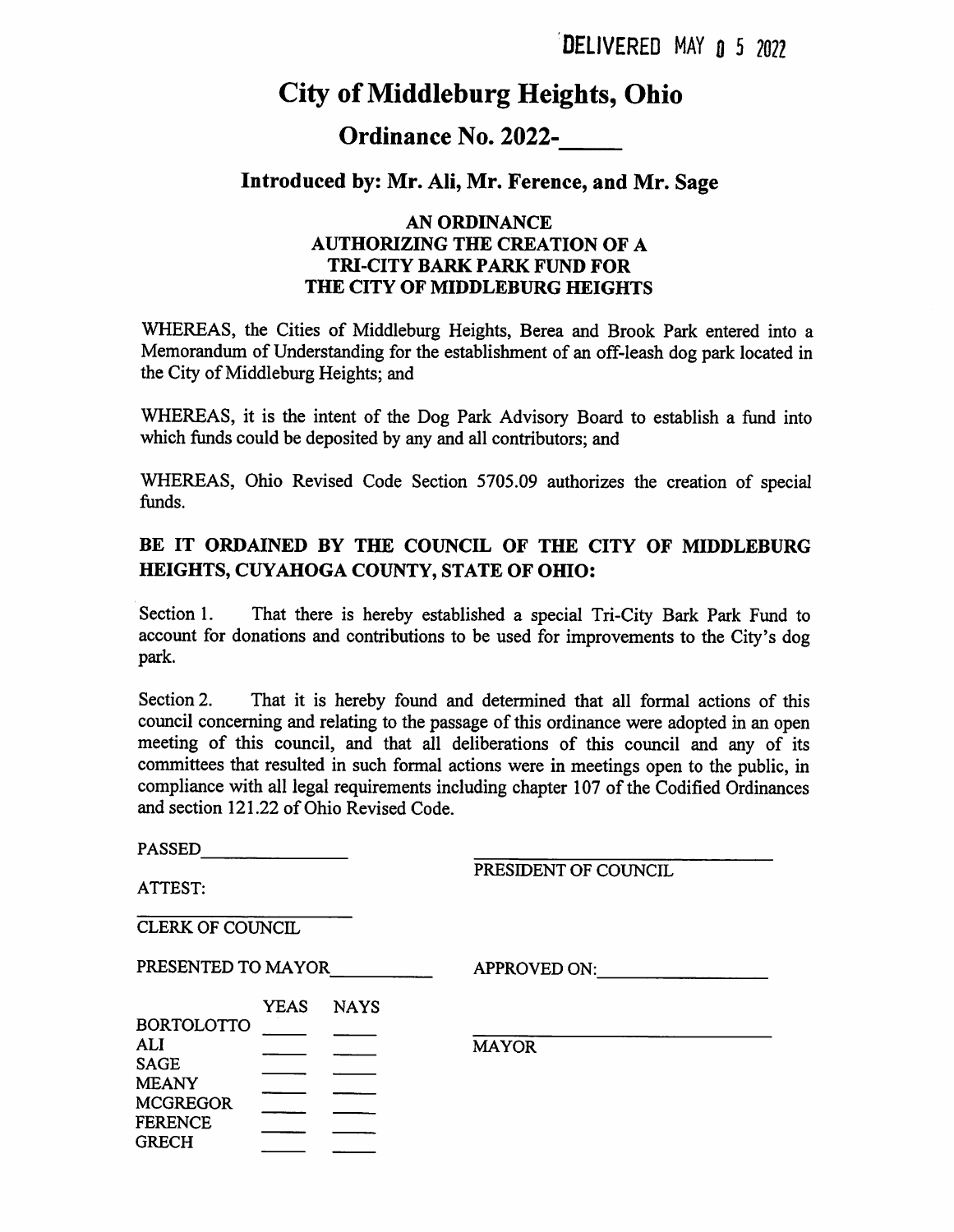DELIVERED MAY 0 5 2022

# City of Middleburg Heights, Ohio

## Ordinance No. 2022-_____

### Introduced by: Mr. Ali, Mr. Ference, and Mr. Sage

**AN ORDINANCE**
**AUTHORIZING THE CREATION OF A**
**TRI-CITY BARK PARK FUND FOR**
**THE CITY OF MIDDLEBURG HEIGHTS**

WHEREAS, the Cities of Middleburg Heights, Berea and Brook Park entered into a Memorandum of Understanding for the establishment of an off-leash dog park located in the City of Middleburg Heights; and

WHEREAS, it is the intent of the Dog Park Advisory Board to establish a fund into which funds could be deposited by any and all contributors; and

WHEREAS, Ohio Revised Code Section 5705.09 authorizes the creation of special funds.

**BE IT ORDAINED BY THE COUNCIL OF THE CITY OF MIDDLEBURG HEIGHTS, CUYAHOGA COUNTY, STATE OF OHIO:**

Section 1. That there is hereby established a special Tri-City Bark Park Fund to account for donations and contributions to be used for improvements to the City's dog park.

Section 2. That it is hereby found and determined that all formal actions of this council concerning and relating to the passage of this ordinance were adopted in an open meeting of this council, and that all deliberations of this council and any of its committees that resulted in such formal actions were in meetings open to the public, in compliance with all legal requirements including chapter 107 of the Codified Ordinances and section 121.22 of Ohio Revised Code.

PASSED_______________

_____________________________
PRESIDENT OF COUNCIL

ATTEST:

_____________________
CLERK OF COUNCIL

PRESENTED TO MAYOR__________

APPROVED ON:__________________

| | YEAS | NAYS |
|---|---|---|
| BORTOLOTTO | ____ | ____ |
| ALI | ____ | ____ |
| SAGE | ____ | ____ |
| MEANY | ____ | ____ |
| MCGREGOR | ____ | ____ |
| FERENCE | ____ | ____ |
| GRECH | ____ | ____ |

_____________________________
MAYOR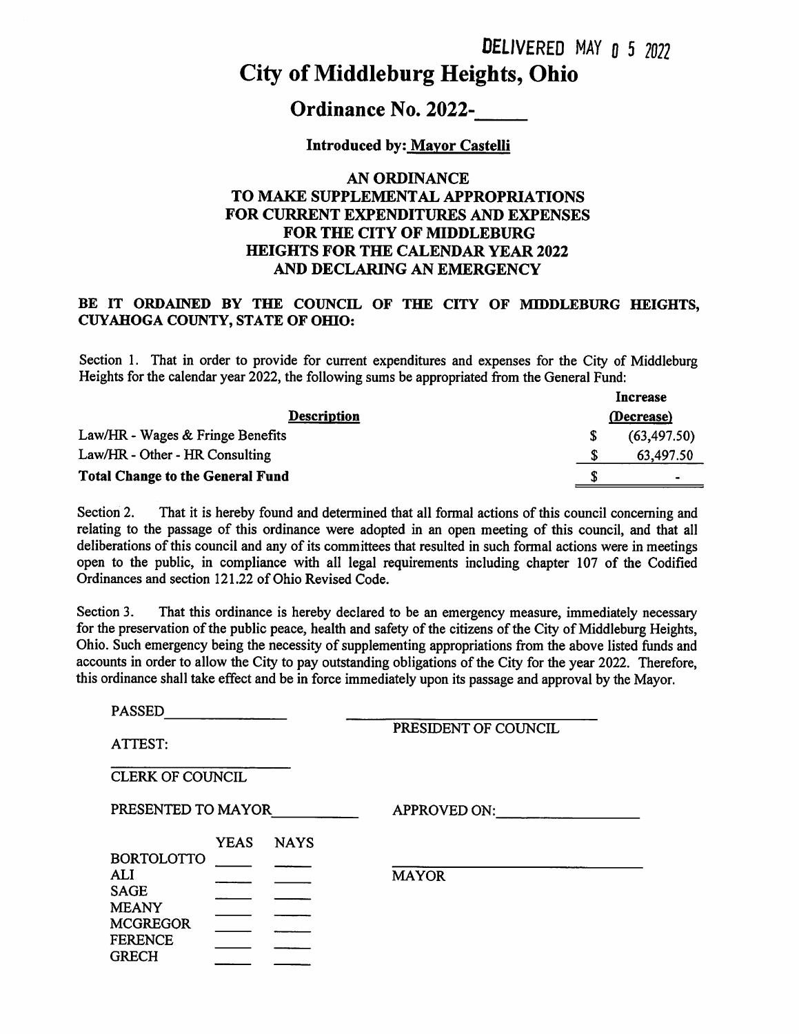DELIVERED MAY 0 5 2022

# City of Middleburg Heights, Ohio

## Ordinance No. 2022-_____

**Introduced by: Mayor Castelli**

### AN ORDINANCE TO MAKE SUPPLEMENTAL APPROPRIATIONS FOR CURRENT EXPENDITURES AND EXPENSES FOR THE CITY OF MIDDLEBURG HEIGHTS FOR THE CALENDAR YEAR 2022 AND DECLARING AN EMERGENCY

**BE IT ORDAINED BY THE COUNCIL OF THE CITY OF MIDDLEBURG HEIGHTS, CUYAHOGA COUNTY, STATE OF OHIO:**

Section 1. That in order to provide for current expenditures and expenses for the City of Middleburg Heights for the calendar year 2022, the following sums be appropriated from the General Fund:

| Description | Increase (Decrease) |
|---|---|
| Law/HR - Wages & Fringe Benefits | $ (63,497.50) |
| Law/HR - Other - HR Consulting | $ 63,497.50 |
| **Total Change to the General Fund** | $ - |

Section 2. That it is hereby found and determined that all formal actions of this council concerning and relating to the passage of this ordinance were adopted in an open meeting of this council, and that all deliberations of this council and any of its committees that resulted in such formal actions were in meetings open to the public, in compliance with all legal requirements including chapter 107 of the Codified Ordinances and section 121.22 of Ohio Revised Code.

Section 3. That this ordinance is hereby declared to be an emergency measure, immediately necessary for the preservation of the public peace, health and safety of the citizens of the City of Middleburg Heights, Ohio. Such emergency being the necessity of supplementing appropriations from the above listed funds and accounts in order to allow the City to pay outstanding obligations of the City for the year 2022. Therefore, this ordinance shall take effect and be in force immediately upon its passage and approval by the Mayor.

PASSED_______________ _______________________
PRESIDENT OF COUNCIL

ATTEST:

_______________________
CLERK OF COUNCIL

PRESENTED TO MAYOR__________ APPROVED ON:_______________

| | YEAS | NAYS |
|---|---|---|
| BORTOLOTTO | ____ | ____ |
| ALI | ____ | ____ |
| SAGE | ____ | ____ |
| MEANY | ____ | ____ |
| MCGREGOR | ____ | ____ |
| FERENCE | ____ | ____ |
| GRECH | ____ | ____ |

_______________________
MAYOR